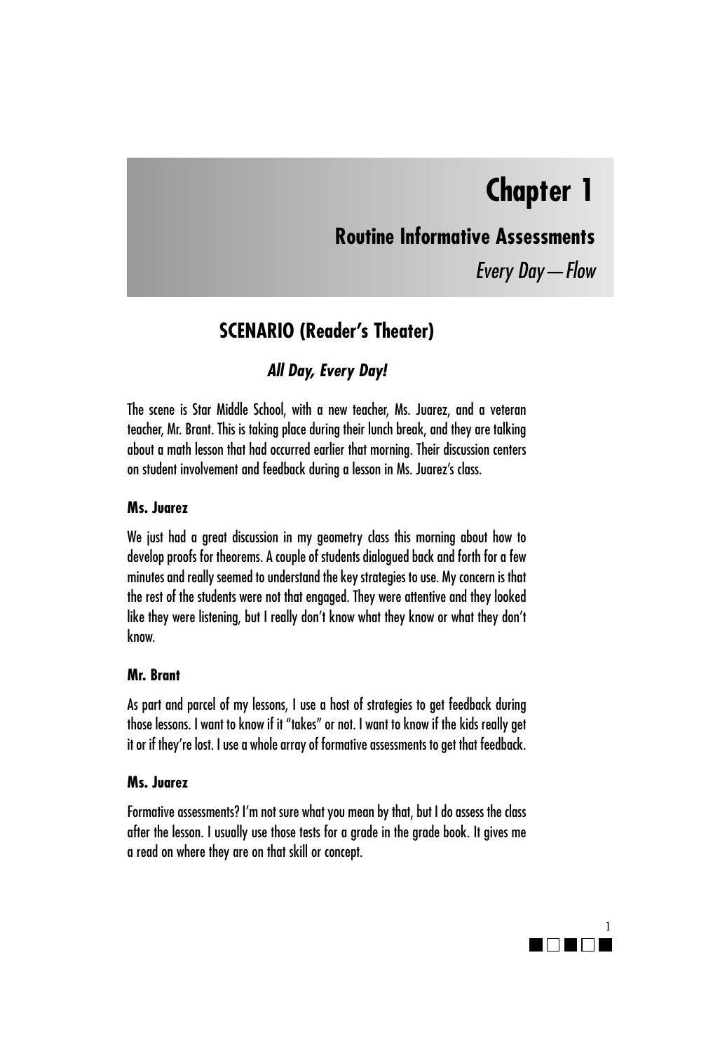# Chapter 1

## Routine Informative Assessments

*Every Day—Flow*

## SCENARIO (Reader's Theater)

### *All Day, Every Day!*

The scene is Star Middle School, with a new teacher, Ms. Juarez, and a veteran teacher, Mr. Brant. This is taking place during their lunch break, and they are talking about a math lesson that had occurred earlier that morning. Their discussion centers on student involvement and feedback during a lesson in Ms. Juarez's class.

**Ms. Juarez**

We just had a great discussion in my geometry class this morning about how to develop proofs for theorems. A couple of students dialogued back and forth for a few minutes and really seemed to understand the key strategies to use. My concern is that the rest of the students were not that engaged. They were attentive and they looked like they were listening, but I really don't know what they know or what they don't know.

**Mr. Brant**

As part and parcel of my lessons, I use a host of strategies to get feedback during those lessons. I want to know if it "takes" or not. I want to know if the kids really get it or if they're lost. I use a whole array of formative assessments to get that feedback.

**Ms. Juarez**

Formative assessments? I'm not sure what you mean by that, but I do assess the class after the lesson. I usually use those tests for a grade in the grade book. It gives me a read on where they are on that skill or concept.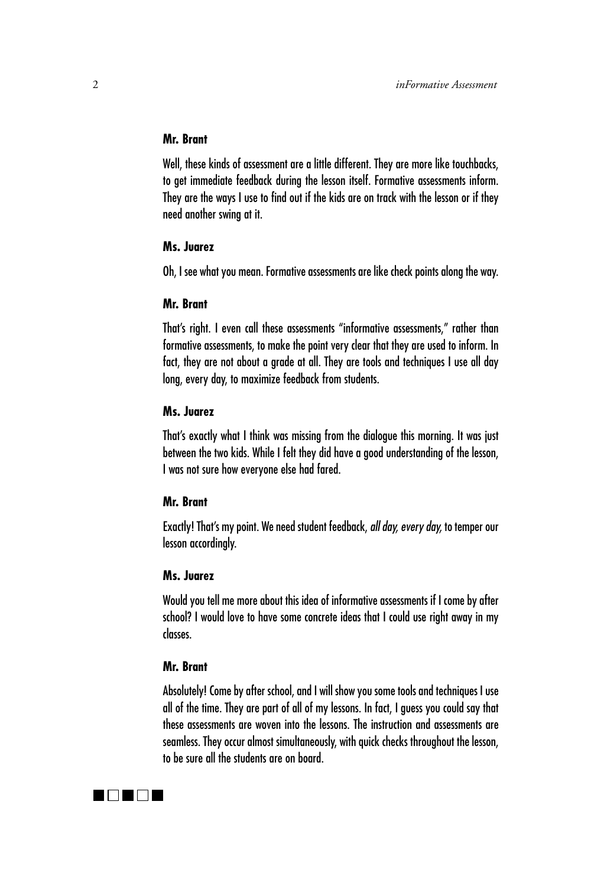**Mr. Brant**

Well, these kinds of assessment are a little different. They are more like touchbacks, to get immediate feedback during the lesson itself. Formative assessments inform. They are the ways I use to find out if the kids are on track with the lesson or if they need another swing at it.

**Ms. Juarez**

Oh, I see what you mean. Formative assessments are like check points along the way.

**Mr. Brant**

That's right. I even call these assessments "informative assessments," rather than formative assessments, to make the point very clear that they are used to inform. In fact, they are not about a grade at all. They are tools and techniques I use all day long, every day, to maximize feedback from students.

**Ms. Juarez**

That's exactly what I think was missing from the dialogue this morning. It was just between the two kids. While I felt they did have a good understanding of the lesson, I was not sure how everyone else had fared.

**Mr. Brant**

Exactly! That's my point. We need student feedback, *all day, every day,* to temper our lesson accordingly.

**Ms. Juarez**

Would you tell me more about this idea of informative assessments if I come by after school? I would love to have some concrete ideas that I could use right away in my classes.

**Mr. Brant**

Absolutely! Come by after school, and I will show you some tools and techniques I use all of the time. They are part of all of my lessons. In fact, I guess you could say that these assessments are woven into the lessons. The instruction and assessments are seamless. They occur almost simultaneously, with quick checks throughout the lesson, to be sure all the students are on board.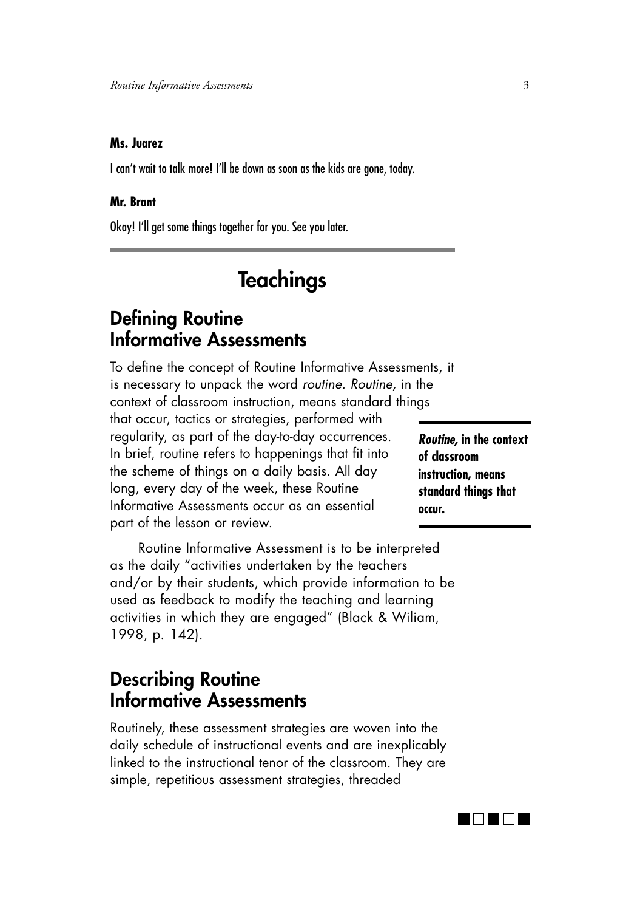**Ms. Juarez**

I can't wait to talk more! I'll be down as soon as the kids are gone, today.

**Mr. Brant**

Okay! I'll get some things together for you. See you later.

# Teachings

## Defining Routine Informative Assessments

To define the concept of Routine Informative Assessments, it is necessary to unpack the word *routine*. *Routine,* in the context of classroom instruction, means standard things that occur, tactics or strategies, performed with regularity, as part of the day-to-day occurrences. In brief, routine refers to happenings that fit into the scheme of things on a daily basis. All day long, every day of the week, these Routine Informative Assessments occur as an essential part of the lesson or review.

> ***Routine,* in the context of classroom instruction, means standard things that occur.**

Routine Informative Assessment is to be interpreted as the daily "activities undertaken by the teachers and/or by their students, which provide information to be used as feedback to modify the teaching and learning activities in which they are engaged" (Black & Wiliam, 1998, p. 142).

## Describing Routine Informative Assessments

Routinely, these assessment strategies are woven into the daily schedule of instructional events and are inexplicably linked to the instructional tenor of the classroom. They are simple, repetitious assessment strategies, threaded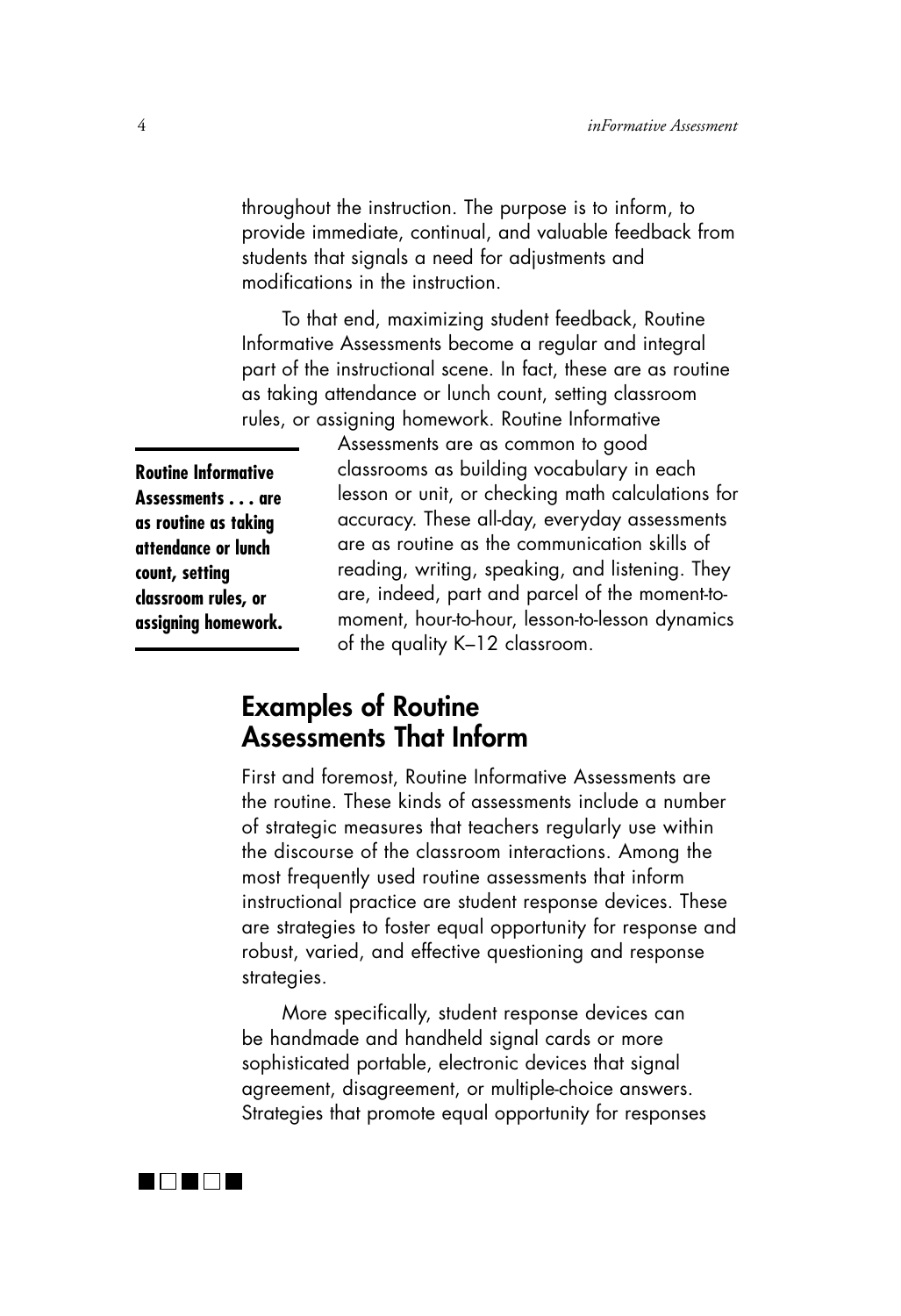throughout the instruction. The purpose is to inform, to provide immediate, continual, and valuable feedback from students that signals a need for adjustments and modifications in the instruction.

To that end, maximizing student feedback, Routine Informative Assessments become a regular and integral part of the instructional scene. In fact, these are as routine as taking attendance or lunch count, setting classroom rules, or assigning homework. Routine Informative Assessments are as common to good classrooms as building vocabulary in each lesson or unit, or checking math calculations for accuracy. These all-day, everyday assessments are as routine as the communication skills of reading, writing, speaking, and listening. They are, indeed, part and parcel of the moment-to-moment, hour-to-hour, lesson-to-lesson dynamics of the quality K–12 classroom.

**Routine Informative Assessments . . . are as routine as taking attendance or lunch count, setting classroom rules, or assigning homework.**

## Examples of Routine Assessments That Inform

First and foremost, Routine Informative Assessments are the routine. These kinds of assessments include a number of strategic measures that teachers regularly use within the discourse of the classroom interactions. Among the most frequently used routine assessments that inform instructional practice are student response devices. These are strategies to foster equal opportunity for response and robust, varied, and effective questioning and response strategies.

More specifically, student response devices can be handmade and handheld signal cards or more sophisticated portable, electronic devices that signal agreement, disagreement, or multiple-choice answers. Strategies that promote equal opportunity for responses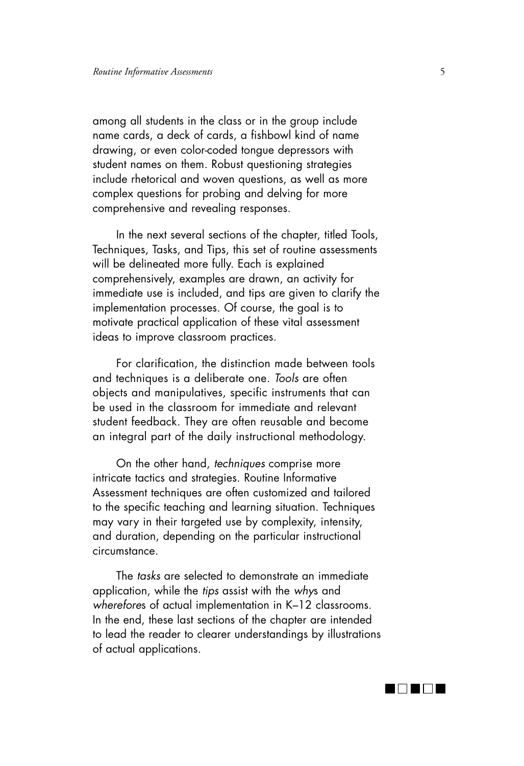among all students in the class or in the group include name cards, a deck of cards, a fishbowl kind of name drawing, or even color-coded tongue depressors with student names on them. Robust questioning strategies include rhetorical and woven questions, as well as more complex questions for probing and delving for more comprehensive and revealing responses.

In the next several sections of the chapter, titled Tools, Techniques, Tasks, and Tips, this set of routine assessments will be delineated more fully. Each is explained comprehensively, examples are drawn, an activity for immediate use is included, and tips are given to clarify the implementation processes. Of course, the goal is to motivate practical application of these vital assessment ideas to improve classroom practices.

For clarification, the distinction made between tools and techniques is a deliberate one. *Tools* are often objects and manipulatives, specific instruments that can be used in the classroom for immediate and relevant student feedback. They are often reusable and become an integral part of the daily instructional methodology.

On the other hand, *techniques* comprise more intricate tactics and strategies. Routine Informative Assessment techniques are often customized and tailored to the specific teaching and learning situation. Techniques may vary in their targeted use by complexity, intensity, and duration, depending on the particular instructional circumstance.

The *tasks* are selected to demonstrate an immediate application, while the *tips* assist with the *why*s and *wherefore*s of actual implementation in K–12 classrooms. In the end, these last sections of the chapter are intended to lead the reader to clearer understandings by illustrations of actual applications.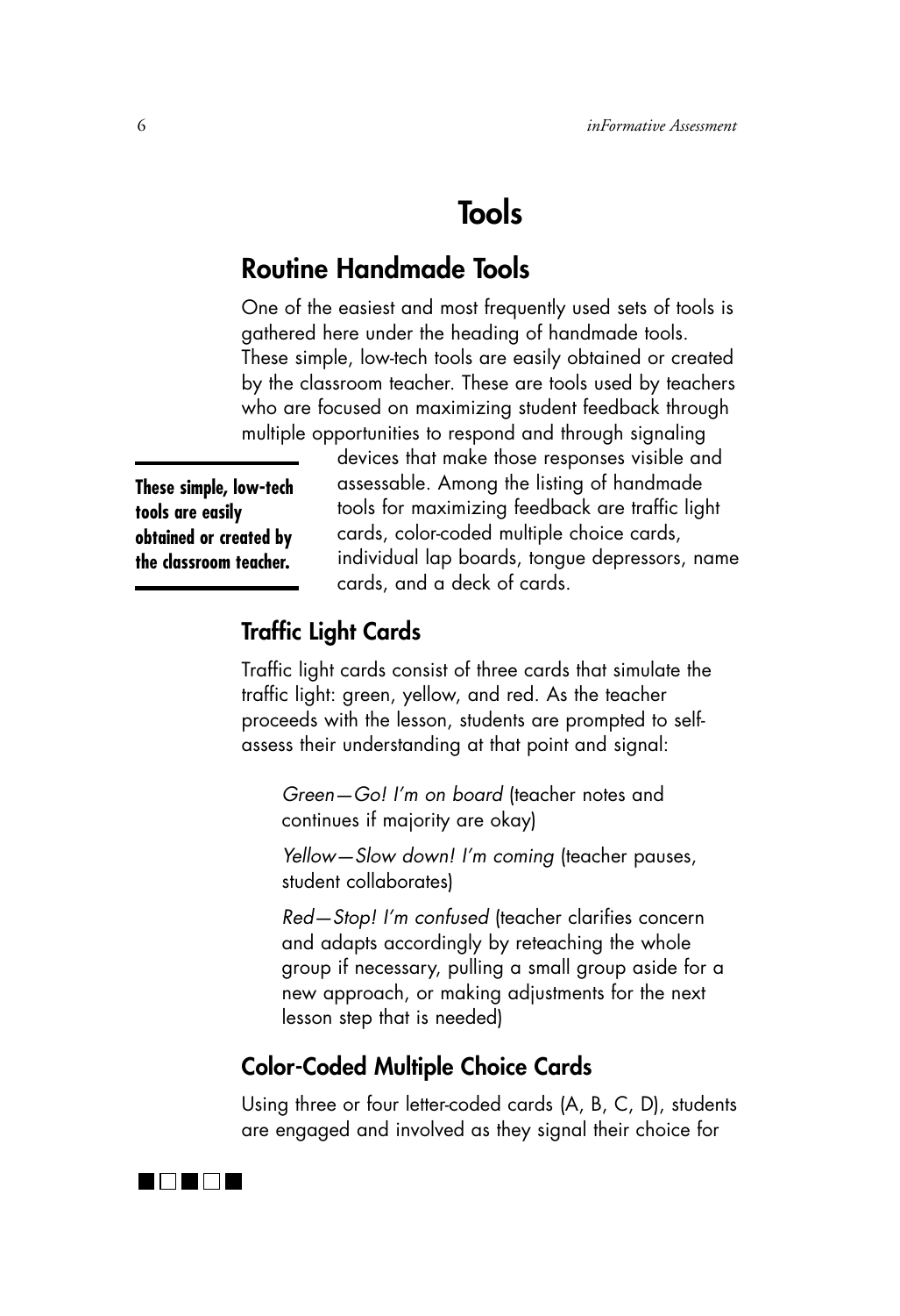# Tools

## Routine Handmade Tools

One of the easiest and most frequently used sets of tools is gathered here under the heading of handmade tools. These simple, low-tech tools are easily obtained or created by the classroom teacher. These are tools used by teachers who are focused on maximizing student feedback through multiple opportunities to respond and through signaling devices that make those responses visible and assessable. Among the listing of handmade tools for maximizing feedback are traffic light cards, color-coded multiple choice cards, individual lap boards, tongue depressors, name cards, and a deck of cards.

**These simple, low-tech tools are easily obtained or created by the classroom teacher.**

### Traffic Light Cards

Traffic light cards consist of three cards that simulate the traffic light: green, yellow, and red. As the teacher proceeds with the lesson, students are prompted to self-assess their understanding at that point and signal:

*Green—Go! I'm on board* (teacher notes and continues if majority are okay)

*Yellow—Slow down! I'm coming* (teacher pauses, student collaborates)

*Red—Stop! I'm confused* (teacher clarifies concern and adapts accordingly by reteaching the whole group if necessary, pulling a small group aside for a new approach, or making adjustments for the next lesson step that is needed)

### Color-Coded Multiple Choice Cards

Using three or four letter-coded cards (A, B, C, D), students are engaged and involved as they signal their choice for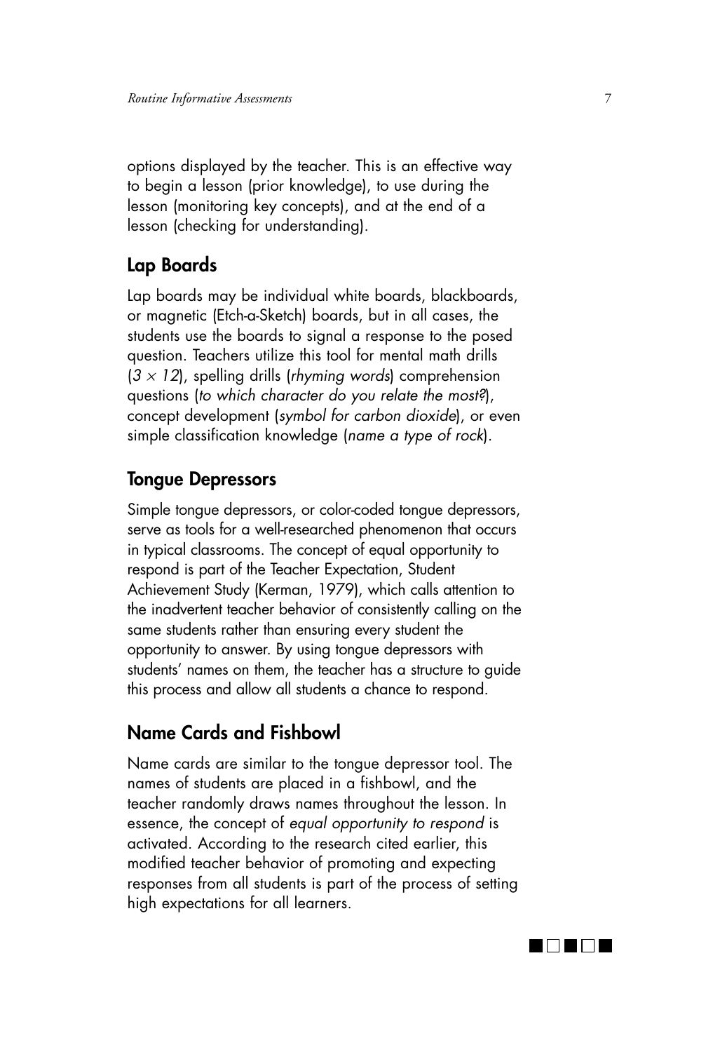options displayed by the teacher. This is an effective way to begin a lesson (prior knowledge), to use during the lesson (monitoring key concepts), and at the end of a lesson (checking for understanding).

## Lap Boards

Lap boards may be individual white boards, blackboards, or magnetic (Etch-a-Sketch) boards, but in all cases, the students use the boards to signal a response to the posed question. Teachers utilize this tool for mental math drills ($3 \times 12$), spelling drills (*rhyming words*) comprehension questions (*to which character do you relate the most?*), concept development (*symbol for carbon dioxide*), or even simple classification knowledge (*name a type of rock*).

## Tongue Depressors

Simple tongue depressors, or color-coded tongue depressors, serve as tools for a well-researched phenomenon that occurs in typical classrooms. The concept of equal opportunity to respond is part of the Teacher Expectation, Student Achievement Study (Kerman, 1979), which calls attention to the inadvertent teacher behavior of consistently calling on the same students rather than ensuring every student the opportunity to answer. By using tongue depressors with students' names on them, the teacher has a structure to guide this process and allow all students a chance to respond.

## Name Cards and Fishbowl

Name cards are similar to the tongue depressor tool. The names of students are placed in a fishbowl, and the teacher randomly draws names throughout the lesson. In essence, the concept of *equal opportunity to respond* is activated. According to the research cited earlier, this modified teacher behavior of promoting and expecting responses from all students is part of the process of setting high expectations for all learners.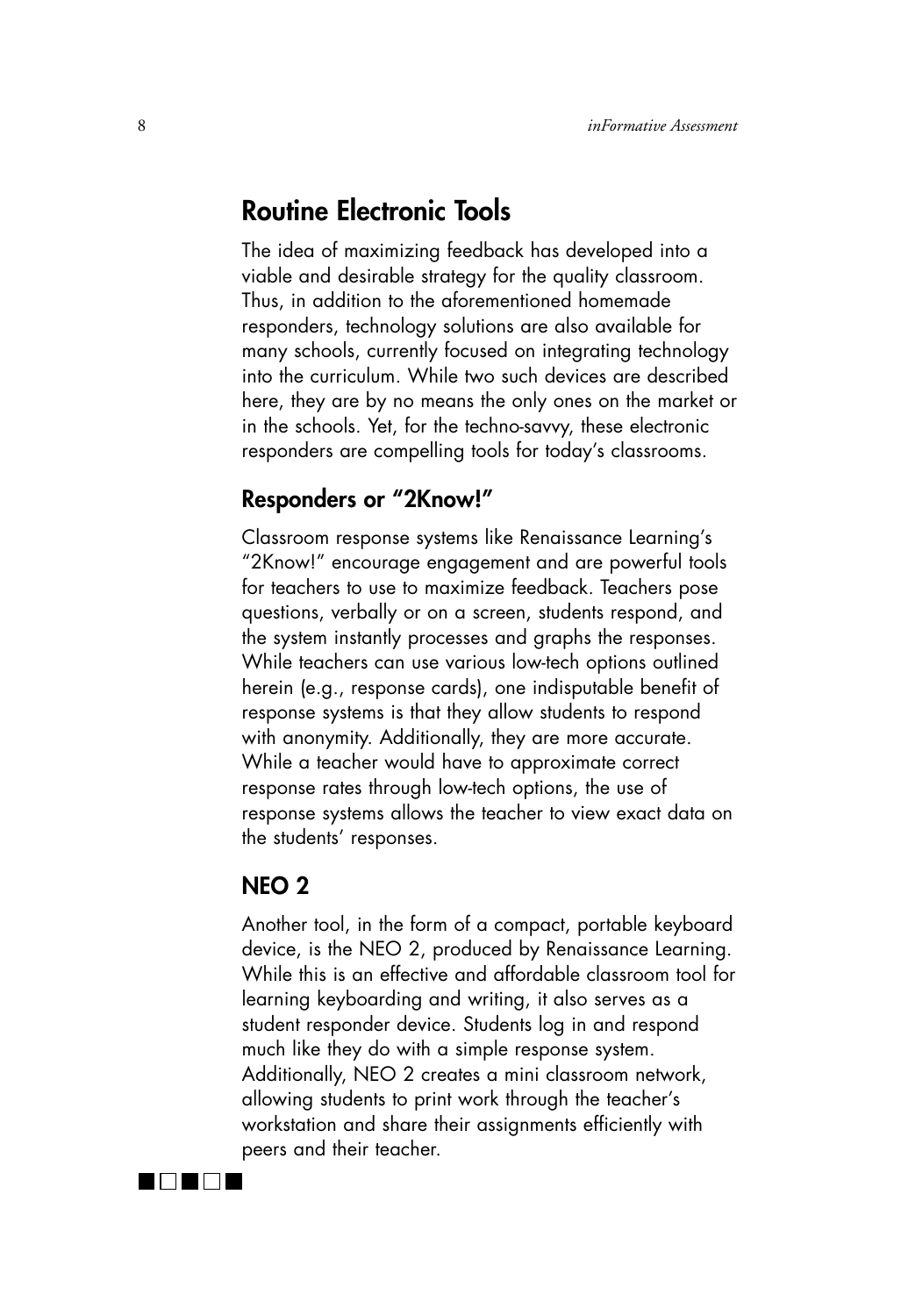## Routine Electronic Tools

The idea of maximizing feedback has developed into a viable and desirable strategy for the quality classroom. Thus, in addition to the aforementioned homemade responders, technology solutions are also available for many schools, currently focused on integrating technology into the curriculum. While two such devices are described here, they are by no means the only ones on the market or in the schools. Yet, for the techno-savvy, these electronic responders are compelling tools for today's classrooms.

### Responders or "2Know!"

Classroom response systems like Renaissance Learning's "2Know!" encourage engagement and are powerful tools for teachers to use to maximize feedback. Teachers pose questions, verbally or on a screen, students respond, and the system instantly processes and graphs the responses. While teachers can use various low-tech options outlined herein (e.g., response cards), one indisputable benefit of response systems is that they allow students to respond with anonymity. Additionally, they are more accurate. While a teacher would have to approximate correct response rates through low-tech options, the use of response systems allows the teacher to view exact data on the students' responses.

### NEO 2

Another tool, in the form of a compact, portable keyboard device, is the NEO 2, produced by Renaissance Learning. While this is an effective and affordable classroom tool for learning keyboarding and writing, it also serves as a student responder device. Students log in and respond much like they do with a simple response system. Additionally, NEO 2 creates a mini classroom network, allowing students to print work through the teacher's workstation and share their assignments efficiently with peers and their teacher.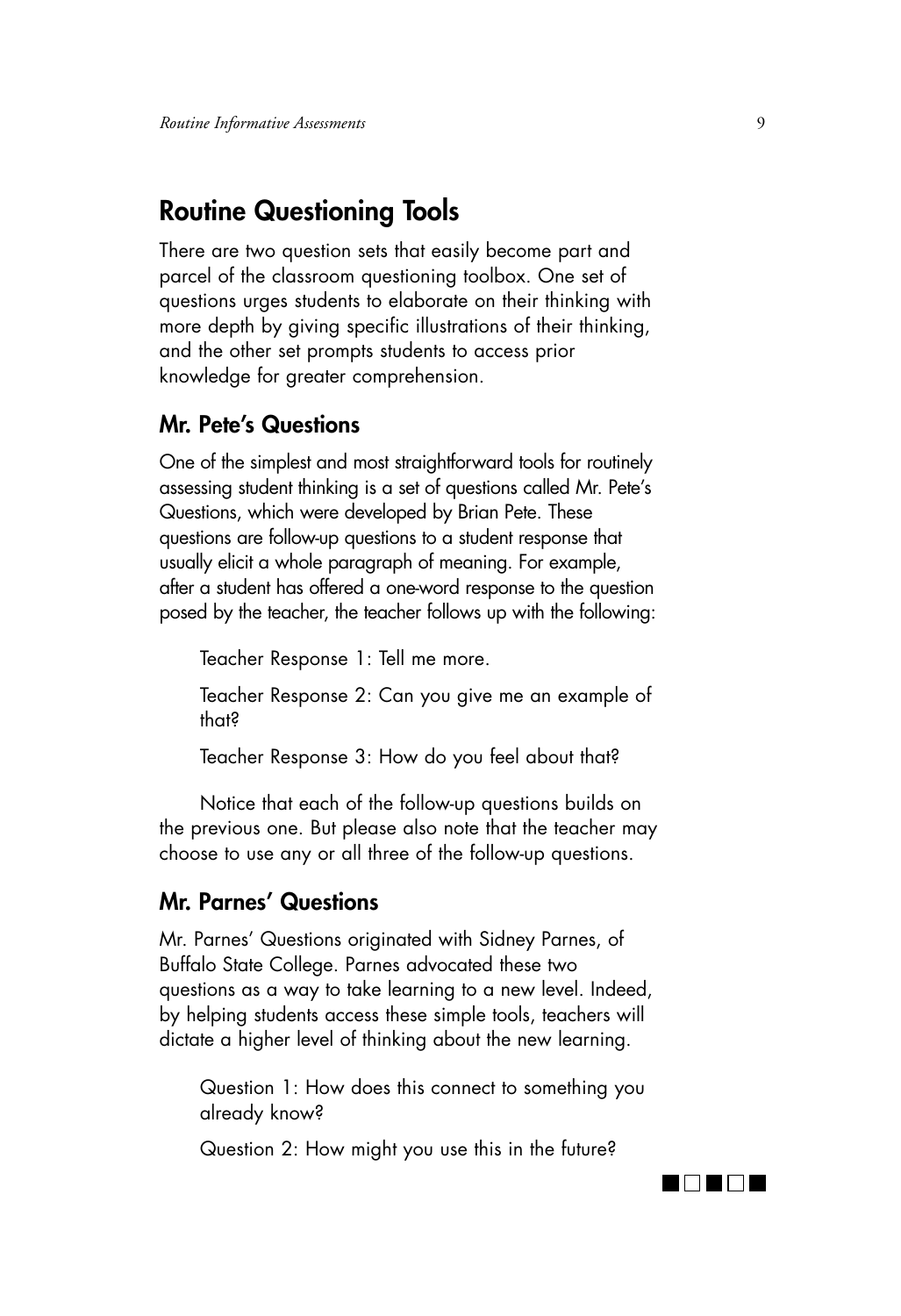## Routine Questioning Tools

There are two question sets that easily become part and parcel of the classroom questioning toolbox. One set of questions urges students to elaborate on their thinking with more depth by giving specific illustrations of their thinking, and the other set prompts students to access prior knowledge for greater comprehension.

### Mr. Pete's Questions

One of the simplest and most straightforward tools for routinely assessing student thinking is a set of questions called Mr. Pete's Questions, which were developed by Brian Pete. These questions are follow-up questions to a student response that usually elicit a whole paragraph of meaning. For example, after a student has offered a one-word response to the question posed by the teacher, the teacher follows up with the following:

> Teacher Response 1: Tell me more.
>
> Teacher Response 2: Can you give me an example of that?
>
> Teacher Response 3: How do you feel about that?

Notice that each of the follow-up questions builds on the previous one. But please also note that the teacher may choose to use any or all three of the follow-up questions.

### Mr. Parnes' Questions

Mr. Parnes' Questions originated with Sidney Parnes, of Buffalo State College. Parnes advocated these two questions as a way to take learning to a new level. Indeed, by helping students access these simple tools, teachers will dictate a higher level of thinking about the new learning.

> Question 1: How does this connect to something you already know?
>
> Question 2: How might you use this in the future?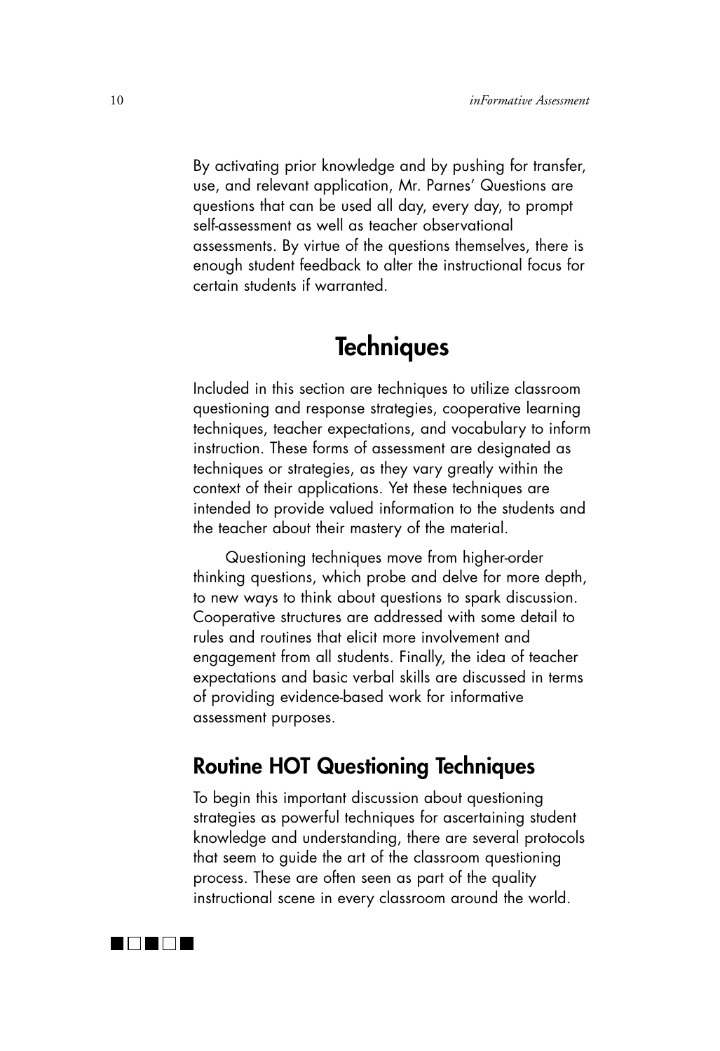By activating prior knowledge and by pushing for transfer, use, and relevant application, Mr. Parnes' Questions are questions that can be used all day, every day, to prompt self-assessment as well as teacher observational assessments. By virtue of the questions themselves, there is enough student feedback to alter the instructional focus for certain students if warranted.

# Techniques

Included in this section are techniques to utilize classroom questioning and response strategies, cooperative learning techniques, teacher expectations, and vocabulary to inform instruction. These forms of assessment are designated as techniques or strategies, as they vary greatly within the context of their applications. Yet these techniques are intended to provide valued information to the students and the teacher about their mastery of the material.

Questioning techniques move from higher-order thinking questions, which probe and delve for more depth, to new ways to think about questions to spark discussion. Cooperative structures are addressed with some detail to rules and routines that elicit more involvement and engagement from all students. Finally, the idea of teacher expectations and basic verbal skills are discussed in terms of providing evidence-based work for informative assessment purposes.

## Routine HOT Questioning Techniques

To begin this important discussion about questioning strategies as powerful techniques for ascertaining student knowledge and understanding, there are several protocols that seem to guide the art of the classroom questioning process. These are often seen as part of the quality instructional scene in every classroom around the world.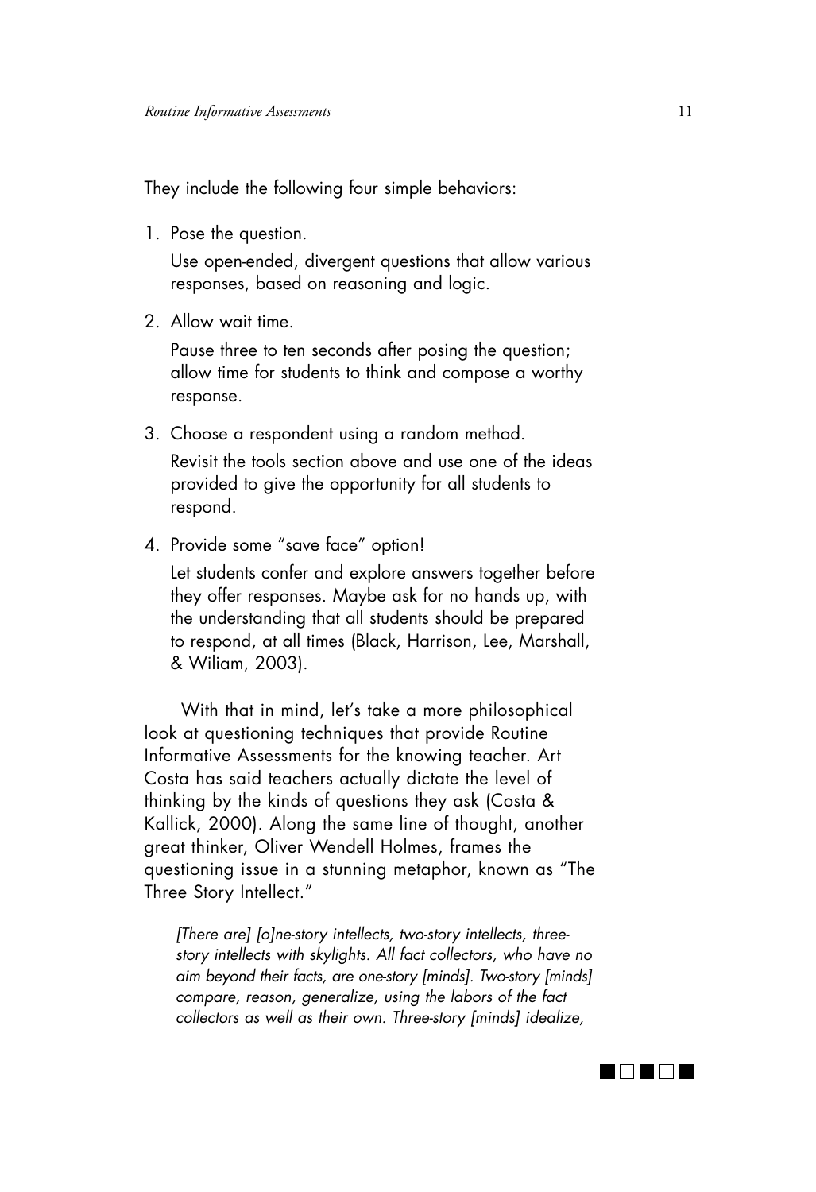They include the following four simple behaviors:

1. Pose the question.

   Use open-ended, divergent questions that allow various responses, based on reasoning and logic.

2. Allow wait time.

   Pause three to ten seconds after posing the question; allow time for students to think and compose a worthy response.

3. Choose a respondent using a random method.

   Revisit the tools section above and use one of the ideas provided to give the opportunity for all students to respond.

4. Provide some "save face" option!

   Let students confer and explore answers together before they offer responses. Maybe ask for no hands up, with the understanding that all students should be prepared to respond, at all times (Black, Harrison, Lee, Marshall, & Wiliam, 2003).

With that in mind, let's take a more philosophical look at questioning techniques that provide Routine Informative Assessments for the knowing teacher. Art Costa has said teachers actually dictate the level of thinking by the kinds of questions they ask (Costa & Kallick, 2000). Along the same line of thought, another great thinker, Oliver Wendell Holmes, frames the questioning issue in a stunning metaphor, known as "The Three Story Intellect."

> *[There are] [o]ne-story intellects, two-story intellects, three-story intellects with skylights. All fact collectors, who have no aim beyond their facts, are one-story [minds]. Two-story [minds] compare, reason, generalize, using the labors of the fact collectors as well as their own. Three-story [minds] idealize,*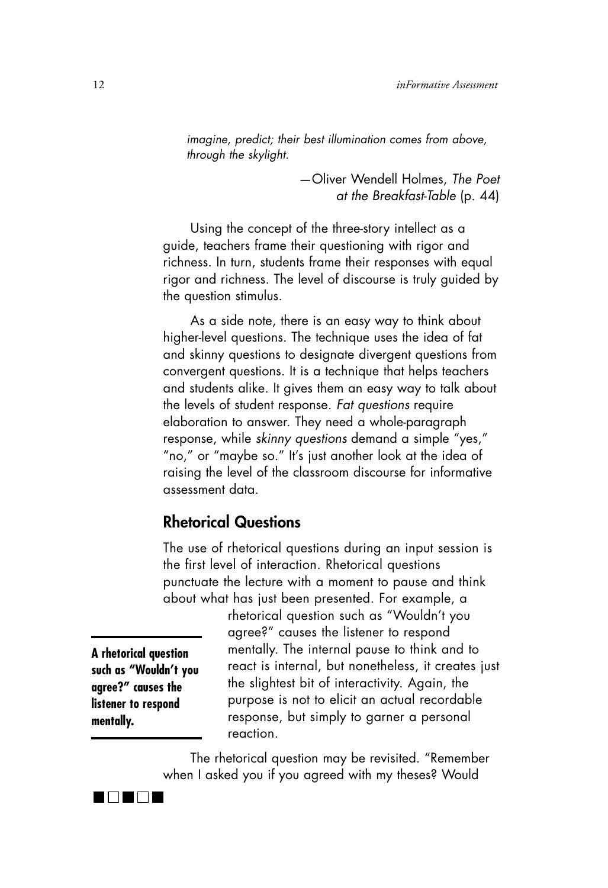*imagine, predict; their best illumination comes from above, through the skylight.*

—Oliver Wendell Holmes, *The Poet at the Breakfast-Table* (p. 44)

Using the concept of the three-story intellect as a guide, teachers frame their questioning with rigor and richness. In turn, students frame their responses with equal rigor and richness. The level of discourse is truly guided by the question stimulus.

As a side note, there is an easy way to think about higher-level questions. The technique uses the idea of fat and skinny questions to designate divergent questions from convergent questions. It is a technique that helps teachers and students alike. It gives them an easy way to talk about the levels of student response. *Fat questions* require elaboration to answer. They need a whole-paragraph response, while *skinny questions* demand a simple "yes," "no," or "maybe so." It's just another look at the idea of raising the level of the classroom discourse for informative assessment data.

## Rhetorical Questions

The use of rhetorical questions during an input session is the first level of interaction. Rhetorical questions punctuate the lecture with a moment to pause and think about what has just been presented. For example, a rhetorical question such as "Wouldn't you agree?" causes the listener to respond mentally. The internal pause to think and to react is internal, but nonetheless, it creates just the slightest bit of interactivity. Again, the purpose is not to elicit an actual recordable response, but simply to garner a personal reaction.

**A rhetorical question such as "Wouldn't you agree?" causes the listener to respond mentally.**

The rhetorical question may be revisited. "Remember when I asked you if you agreed with my theses? Would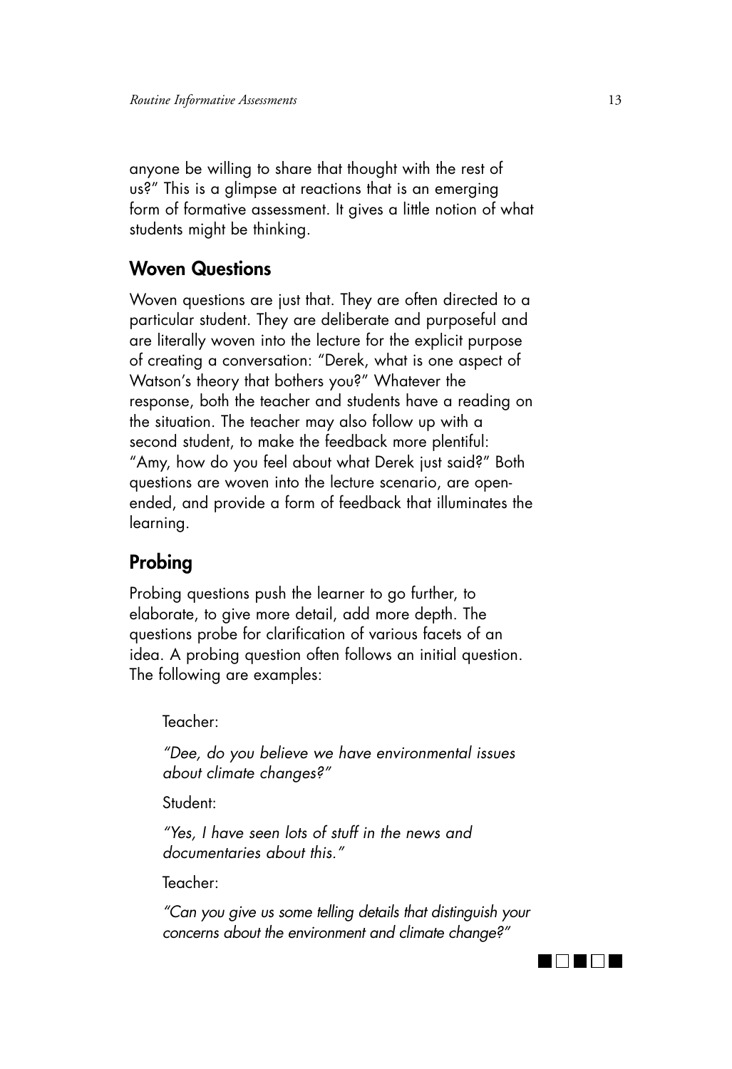anyone be willing to share that thought with the rest of us?" This is a glimpse at reactions that is an emerging form of formative assessment. It gives a little notion of what students might be thinking.

## Woven Questions

Woven questions are just that. They are often directed to a particular student. They are deliberate and purposeful and are literally woven into the lecture for the explicit purpose of creating a conversation: "Derek, what is one aspect of Watson's theory that bothers you?" Whatever the response, both the teacher and students have a reading on the situation. The teacher may also follow up with a second student, to make the feedback more plentiful: "Amy, how do you feel about what Derek just said?" Both questions are woven into the lecture scenario, are open-ended, and provide a form of feedback that illuminates the learning.

## Probing

Probing questions push the learner to go further, to elaborate, to give more detail, add more depth. The questions probe for clarification of various facets of an idea. A probing question often follows an initial question. The following are examples:

Teacher:

*"Dee, do you believe we have environmental issues about climate changes?"*

Student:

*"Yes, I have seen lots of stuff in the news and documentaries about this."*

Teacher:

*"Can you give us some telling details that distinguish your concerns about the environment and climate change?"*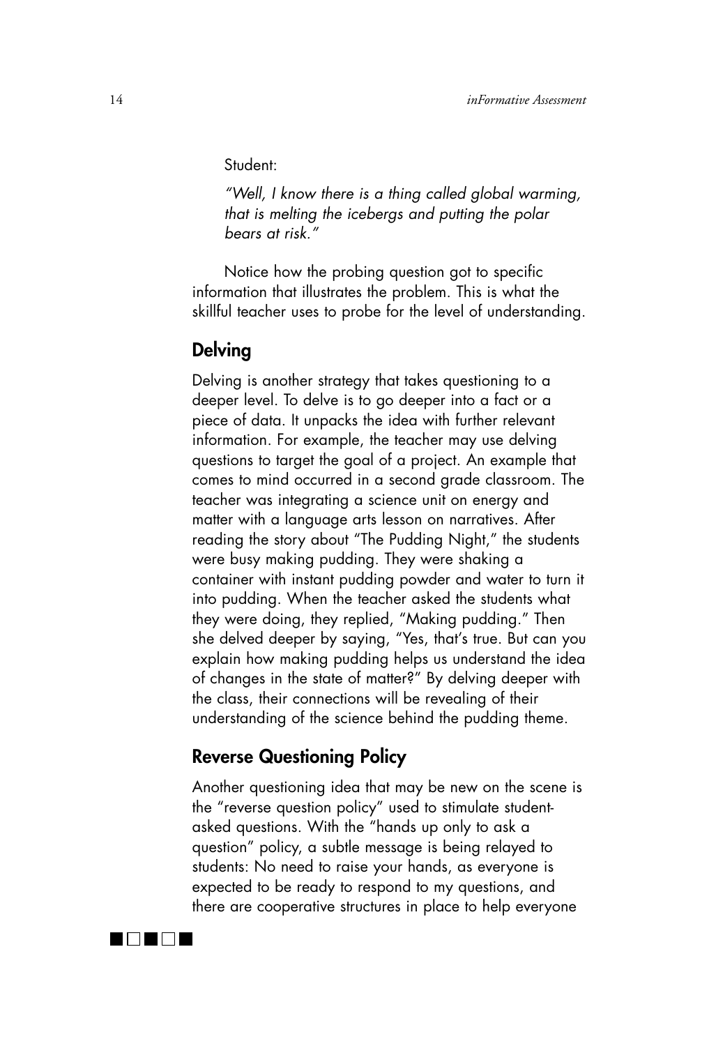Student:

*"Well, I know there is a thing called global warming, that is melting the icebergs and putting the polar bears at risk."*

Notice how the probing question got to specific information that illustrates the problem. This is what the skillful teacher uses to probe for the level of understanding.

## Delving

Delving is another strategy that takes questioning to a deeper level. To delve is to go deeper into a fact or a piece of data. It unpacks the idea with further relevant information. For example, the teacher may use delving questions to target the goal of a project. An example that comes to mind occurred in a second grade classroom. The teacher was integrating a science unit on energy and matter with a language arts lesson on narratives. After reading the story about "The Pudding Night," the students were busy making pudding. They were shaking a container with instant pudding powder and water to turn it into pudding. When the teacher asked the students what they were doing, they replied, "Making pudding." Then she delved deeper by saying, "Yes, that's true. But can you explain how making pudding helps us understand the idea of changes in the state of matter?" By delving deeper with the class, their connections will be revealing of their understanding of the science behind the pudding theme.

## Reverse Questioning Policy

Another questioning idea that may be new on the scene is the "reverse question policy" used to stimulate student-asked questions. With the "hands up only to ask a question" policy, a subtle message is being relayed to students: No need to raise your hands, as everyone is expected to be ready to respond to my questions, and there are cooperative structures in place to help everyone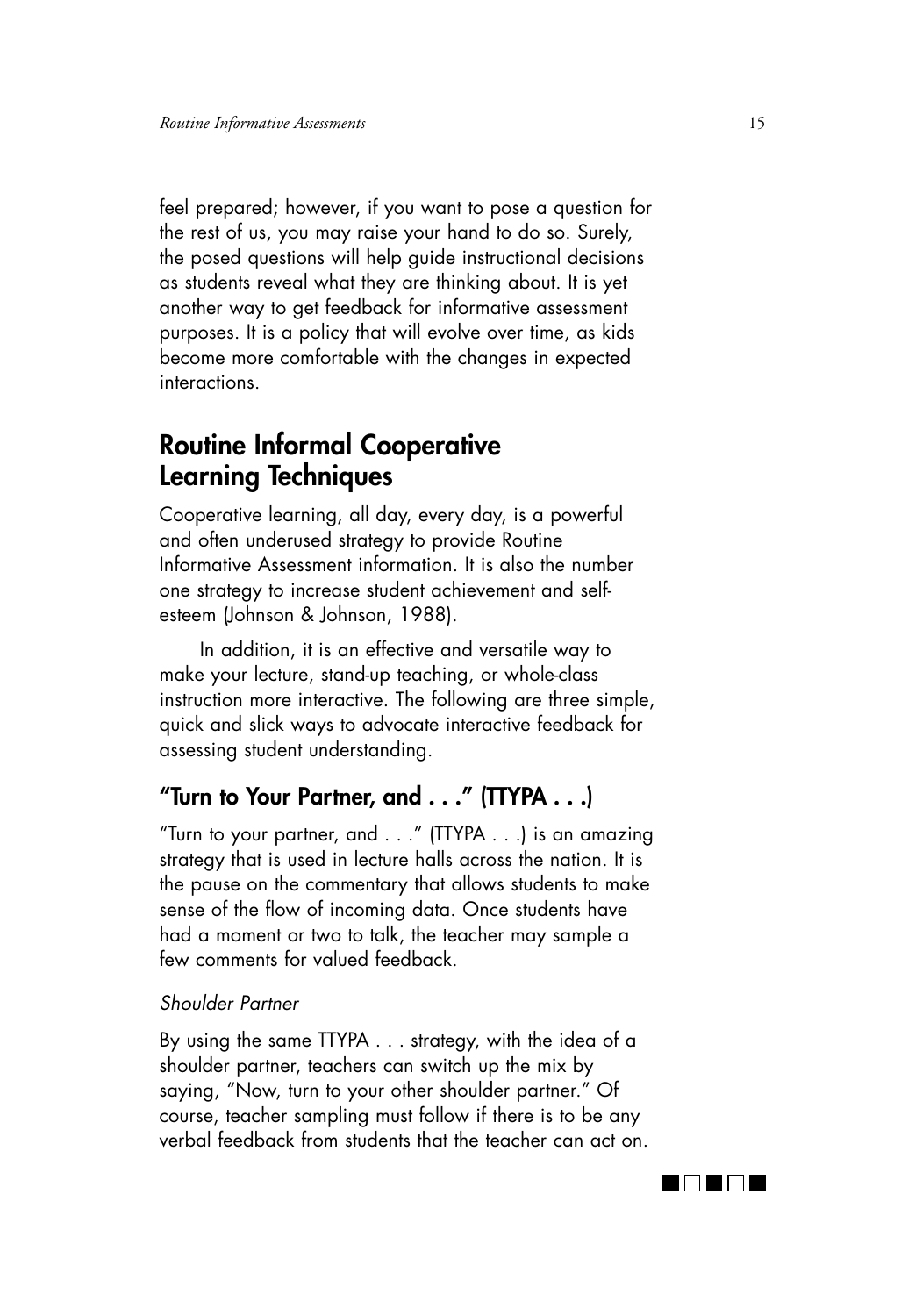feel prepared; however, if you want to pose a question for the rest of us, you may raise your hand to do so. Surely, the posed questions will help guide instructional decisions as students reveal what they are thinking about. It is yet another way to get feedback for informative assessment purposes. It is a policy that will evolve over time, as kids become more comfortable with the changes in expected interactions.

## Routine Informal Cooperative Learning Techniques

Cooperative learning, all day, every day, is a powerful and often underused strategy to provide Routine Informative Assessment information. It is also the number one strategy to increase student achievement and self-esteem (Johnson & Johnson, 1988).

In addition, it is an effective and versatile way to make your lecture, stand-up teaching, or whole-class instruction more interactive. The following are three simple, quick and slick ways to advocate interactive feedback for assessing student understanding.

### "Turn to Your Partner, and . . ." (TTYPA . . .)

"Turn to your partner, and . . ." (TTYPA . . .) is an amazing strategy that is used in lecture halls across the nation. It is the pause on the commentary that allows students to make sense of the flow of incoming data. Once students have had a moment or two to talk, the teacher may sample a few comments for valued feedback.

*Shoulder Partner*

By using the same TTYPA . . . strategy, with the idea of a shoulder partner, teachers can switch up the mix by saying, "Now, turn to your other shoulder partner." Of course, teacher sampling must follow if there is to be any verbal feedback from students that the teacher can act on.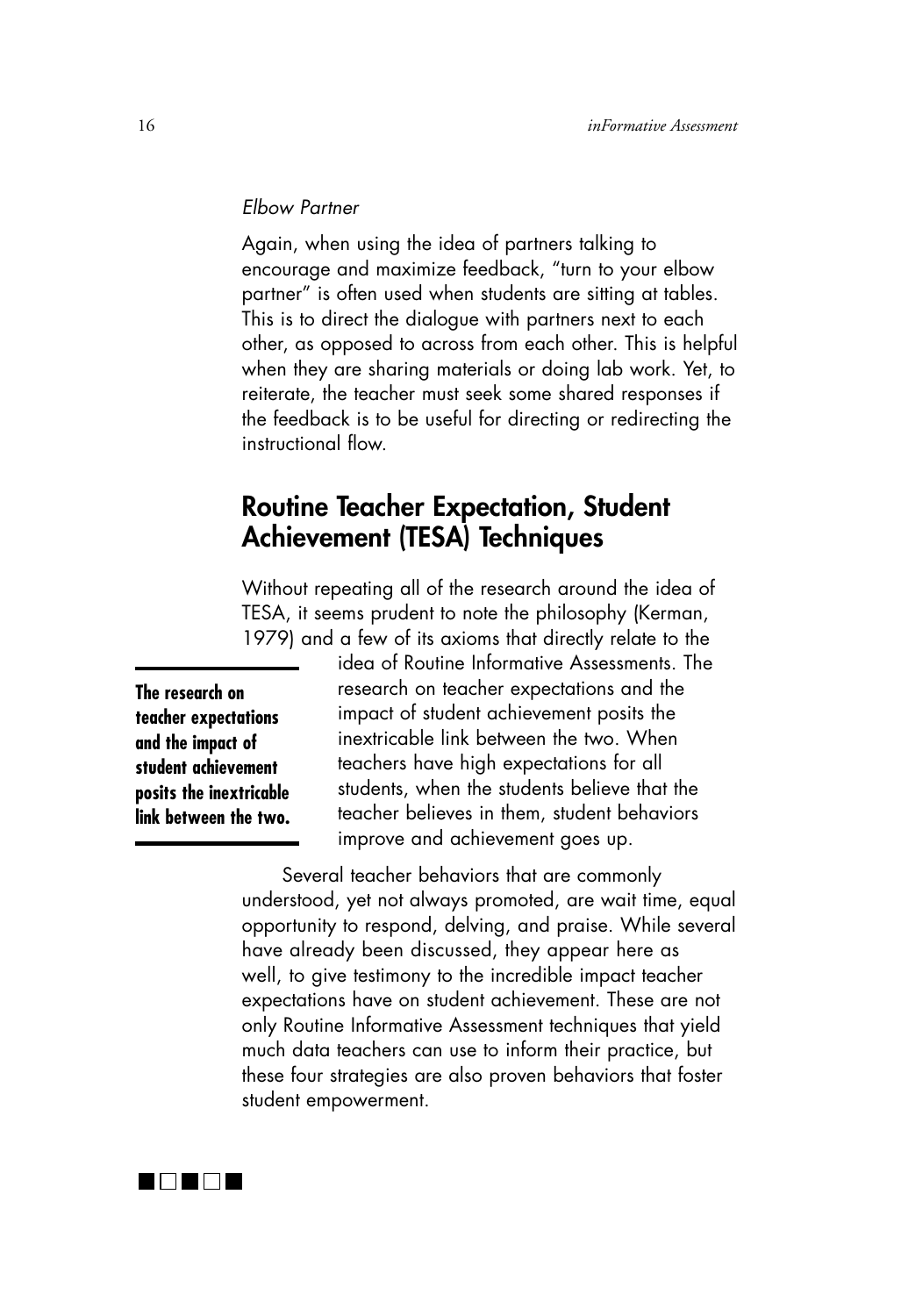*Elbow Partner*

Again, when using the idea of partners talking to encourage and maximize feedback, "turn to your elbow partner" is often used when students are sitting at tables. This is to direct the dialogue with partners next to each other, as opposed to across from each other. This is helpful when they are sharing materials or doing lab work. Yet, to reiterate, the teacher must seek some shared responses if the feedback is to be useful for directing or redirecting the instructional flow.

## Routine Teacher Expectation, Student Achievement (TESA) Techniques

Without repeating all of the research around the idea of TESA, it seems prudent to note the philosophy (Kerman, 1979) and a few of its axioms that directly relate to the idea of Routine Informative Assessments. The research on teacher expectations and the impact of student achievement posits the inextricable link between the two. When teachers have high expectations for all students, when the students believe that the teacher believes in them, student behaviors improve and achievement goes up.

**The research on teacher expectations and the impact of student achievement posits the inextricable link between the two.**

Several teacher behaviors that are commonly understood, yet not always promoted, are wait time, equal opportunity to respond, delving, and praise. While several have already been discussed, they appear here as well, to give testimony to the incredible impact teacher expectations have on student achievement. These are not only Routine Informative Assessment techniques that yield much data teachers can use to inform their practice, but these four strategies are also proven behaviors that foster student empowerment.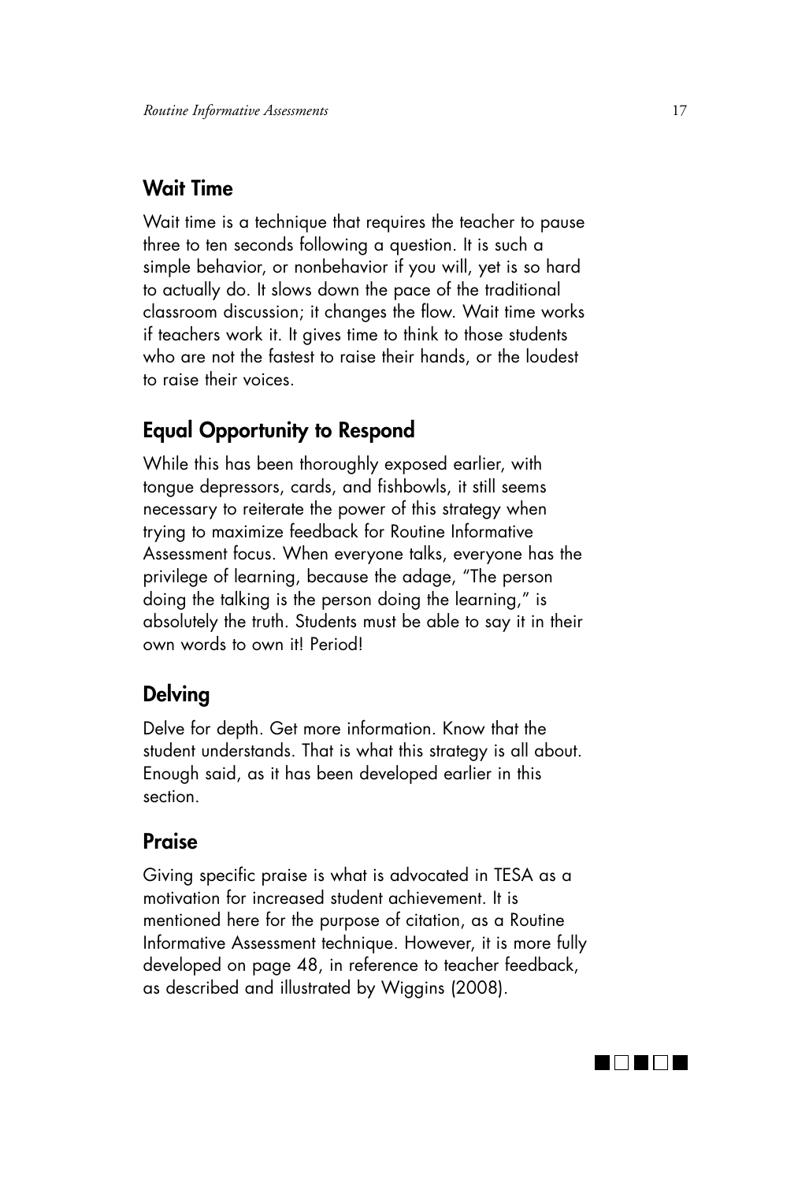## Wait Time

Wait time is a technique that requires the teacher to pause three to ten seconds following a question. It is such a simple behavior, or nonbehavior if you will, yet is so hard to actually do. It slows down the pace of the traditional classroom discussion; it changes the flow. Wait time works if teachers work it. It gives time to think to those students who are not the fastest to raise their hands, or the loudest to raise their voices.

## Equal Opportunity to Respond

While this has been thoroughly exposed earlier, with tongue depressors, cards, and fishbowls, it still seems necessary to reiterate the power of this strategy when trying to maximize feedback for Routine Informative Assessment focus. When everyone talks, everyone has the privilege of learning, because the adage, "The person doing the talking is the person doing the learning," is absolutely the truth. Students must be able to say it in their own words to own it! Period!

## Delving

Delve for depth. Get more information. Know that the student understands. That is what this strategy is all about. Enough said, as it has been developed earlier in this section.

## Praise

Giving specific praise is what is advocated in TESA as a motivation for increased student achievement. It is mentioned here for the purpose of citation, as a Routine Informative Assessment technique. However, it is more fully developed on page 48, in reference to teacher feedback, as described and illustrated by Wiggins (2008).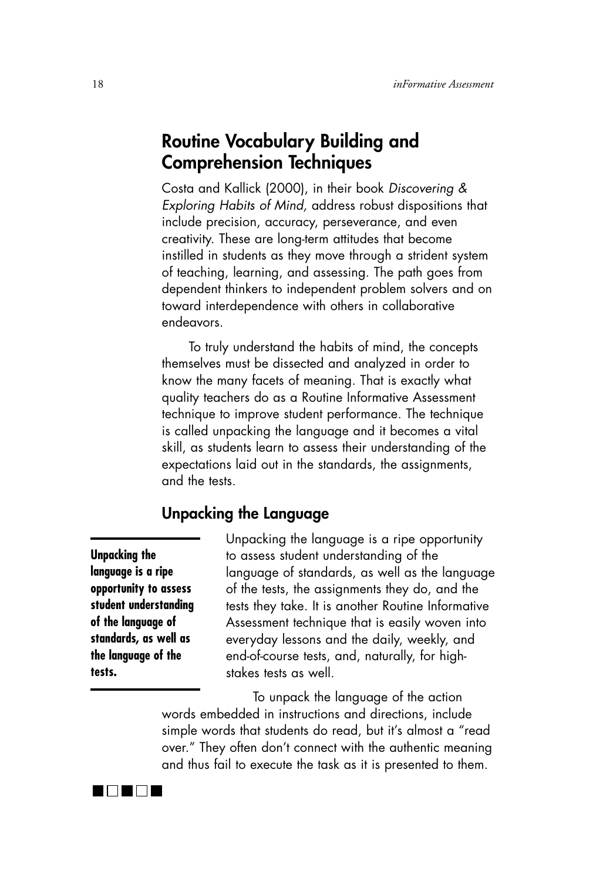## Routine Vocabulary Building and Comprehension Techniques

Costa and Kallick (2000), in their book *Discovering & Exploring Habits of Mind,* address robust dispositions that include precision, accuracy, perseverance, and even creativity. These are long-term attitudes that become instilled in students as they move through a strident system of teaching, learning, and assessing. The path goes from dependent thinkers to independent problem solvers and on toward interdependence with others in collaborative endeavors.

To truly understand the habits of mind, the concepts themselves must be dissected and analyzed in order to know the many facets of meaning. That is exactly what quality teachers do as a Routine Informative Assessment technique to improve student performance. The technique is called unpacking the language and it becomes a vital skill, as students learn to assess their understanding of the expectations laid out in the standards, the assignments, and the tests.

### Unpacking the Language

**Unpacking the language is a ripe opportunity to assess student understanding of the language of standards, as well as the language of the tests.**

Unpacking the language is a ripe opportunity to assess student understanding of the language of standards, as well as the language of the tests, the assignments they do, and the tests they take. It is another Routine Informative Assessment technique that is easily woven into everyday lessons and the daily, weekly, and end-of-course tests, and, naturally, for high-stakes tests as well.

To unpack the language of the action words embedded in instructions and directions, include simple words that students do read, but it's almost a "read over." They often don't connect with the authentic meaning and thus fail to execute the task as it is presented to them.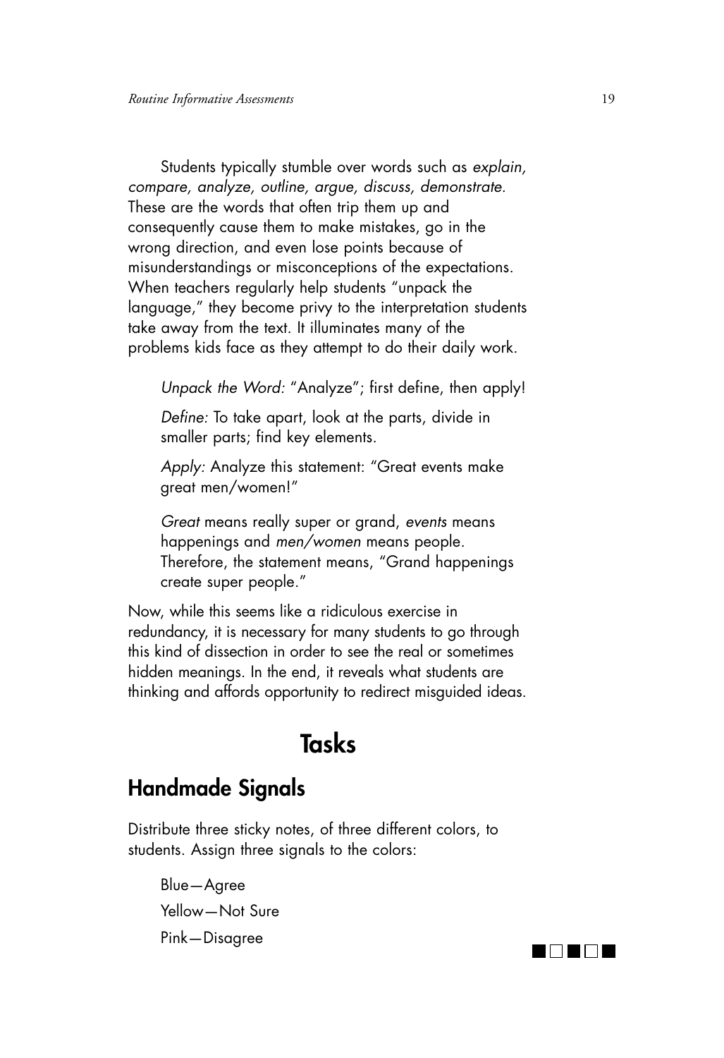Students typically stumble over words such as *explain, compare, analyze, outline, argue, discuss, demonstrate.* These are the words that often trip them up and consequently cause them to make mistakes, go in the wrong direction, and even lose points because of misunderstandings or misconceptions of the expectations. When teachers regularly help students "unpack the language," they become privy to the interpretation students take away from the text. It illuminates many of the problems kids face as they attempt to do their daily work.

> *Unpack the Word:* "Analyze"; first define, then apply!
>
> *Define:* To take apart, look at the parts, divide in smaller parts; find key elements.
>
> *Apply:* Analyze this statement: "Great events make great men/women!"
>
> *Great* means really super or grand, *events* means happenings and *men/women* means people. Therefore, the statement means, "Grand happenings create super people."

Now, while this seems like a ridiculous exercise in redundancy, it is necessary for many students to go through this kind of dissection in order to see the real or sometimes hidden meanings. In the end, it reveals what students are thinking and affords opportunity to redirect misguided ideas.

# Tasks

## Handmade Signals

Distribute three sticky notes, of three different colors, to students. Assign three signals to the colors:

> Blue—Agree
>
> Yellow—Not Sure
>
> Pink—Disagree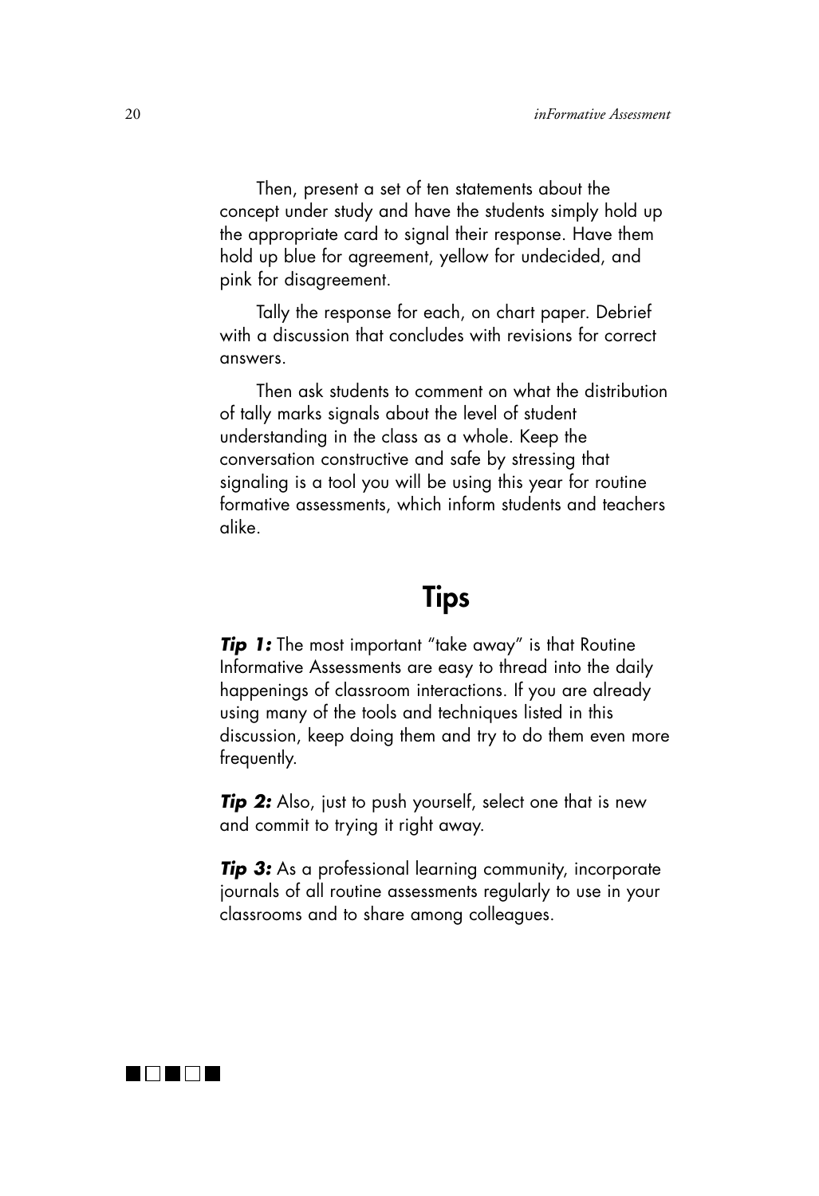Then, present a set of ten statements about the concept under study and have the students simply hold up the appropriate card to signal their response. Have them hold up blue for agreement, yellow for undecided, and pink for disagreement.

Tally the response for each, on chart paper. Debrief with a discussion that concludes with revisions for correct answers.

Then ask students to comment on what the distribution of tally marks signals about the level of student understanding in the class as a whole. Keep the conversation constructive and safe by stressing that signaling is a tool you will be using this year for routine formative assessments, which inform students and teachers alike.

## Tips

***Tip 1:*** The most important "take away" is that Routine Informative Assessments are easy to thread into the daily happenings of classroom interactions. If you are already using many of the tools and techniques listed in this discussion, keep doing them and try to do them even more frequently.

***Tip 2:*** Also, just to push yourself, select one that is new and commit to trying it right away.

***Tip 3:*** As a professional learning community, incorporate journals of all routine assessments regularly to use in your classrooms and to share among colleagues.